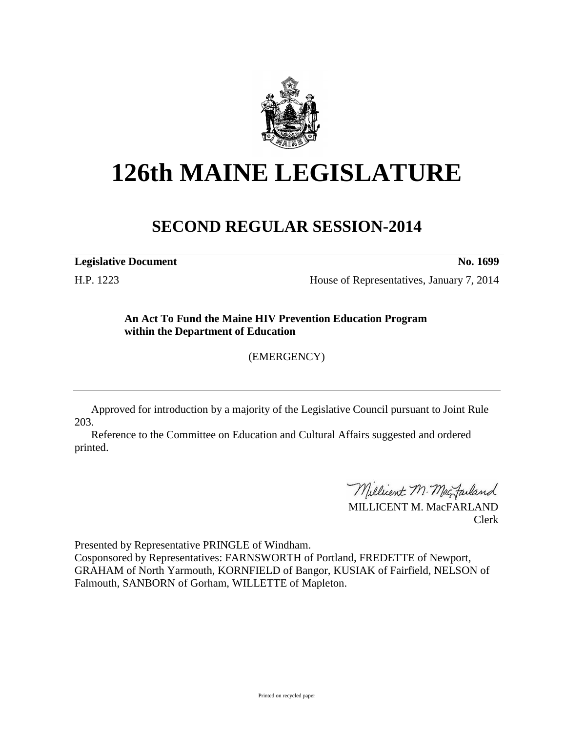# 126th MAINE LEGISLATURE

## SECOND REGULAR SESSION-2014

| **Legislative Document** | **No. 1699** |
|---|---|
| H.P. 1223 | House of Representatives, January 7, 2014 |

**An Act To Fund the Maine HIV Prevention Education Program within the Department of Education**

(EMERGENCY)

---

Approved for introduction by a majority of the Legislative Council pursuant to Joint Rule 203.

Reference to the Committee on Education and Cultural Affairs suggested and ordered printed.

MILLICENT M. MacFARLAND
Clerk

Presented by Representative PRINGLE of Windham.
Cosponsored by Representatives: FARNSWORTH of Portland, FREDETTE of Newport, GRAHAM of North Yarmouth, KORNFIELD of Bangor, KUSIAK of Fairfield, NELSON of Falmouth, SANBORN of Gorham, WILLETTE of Mapleton.

Printed on recycled paper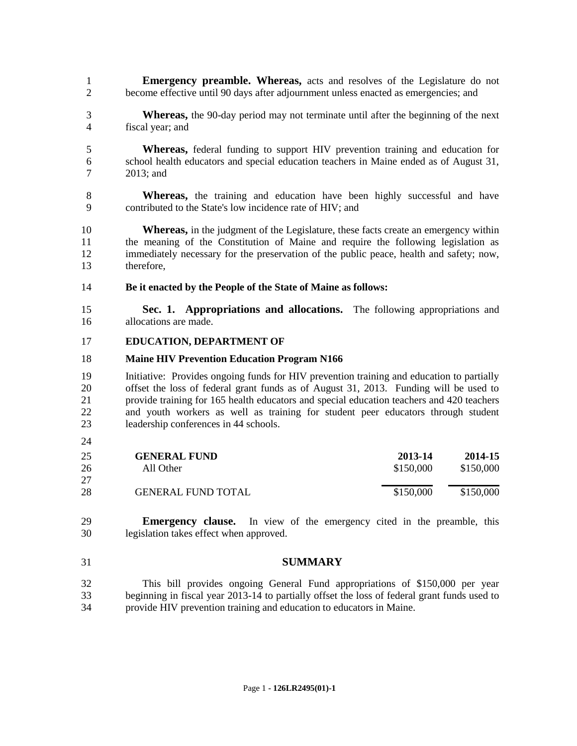**Emergency preamble. Whereas,** acts and resolves of the Legislature do not become effective until 90 days after adjournment unless enacted as emergencies; and

**Whereas,** the 90-day period may not terminate until after the beginning of the next fiscal year; and

**Whereas,** federal funding to support HIV prevention training and education for school health educators and special education teachers in Maine ended as of August 31, 2013; and

**Whereas,** the training and education have been highly successful and have contributed to the State's low incidence rate of HIV; and

**Whereas,** in the judgment of the Legislature, these facts create an emergency within the meaning of the Constitution of Maine and require the following legislation as immediately necessary for the preservation of the public peace, health and safety; now, therefore,

**Be it enacted by the People of the State of Maine as follows:**

**Sec. 1. Appropriations and allocations.** The following appropriations and allocations are made.

**EDUCATION, DEPARTMENT OF**

**Maine HIV Prevention Education Program N166**

Initiative: Provides ongoing funds for HIV prevention training and education to partially offset the loss of federal grant funds as of August 31, 2013. Funding will be used to provide training for 165 health educators and special education teachers and 420 teachers and youth workers as well as training for student peer educators through student leadership conferences in 44 schools.

| **GENERAL FUND** | **2013-14** | **2014-15** |
|---|---|---|
| All Other | $150,000 | $150,000 |
| GENERAL FUND TOTAL | $150,000 | $150,000 |

**Emergency clause.** In view of the emergency cited in the preamble, this legislation takes effect when approved.

## SUMMARY

This bill provides ongoing General Fund appropriations of $150,000 per year beginning in fiscal year 2013-14 to partially offset the loss of federal grant funds used to provide HIV prevention training and education to educators in Maine.